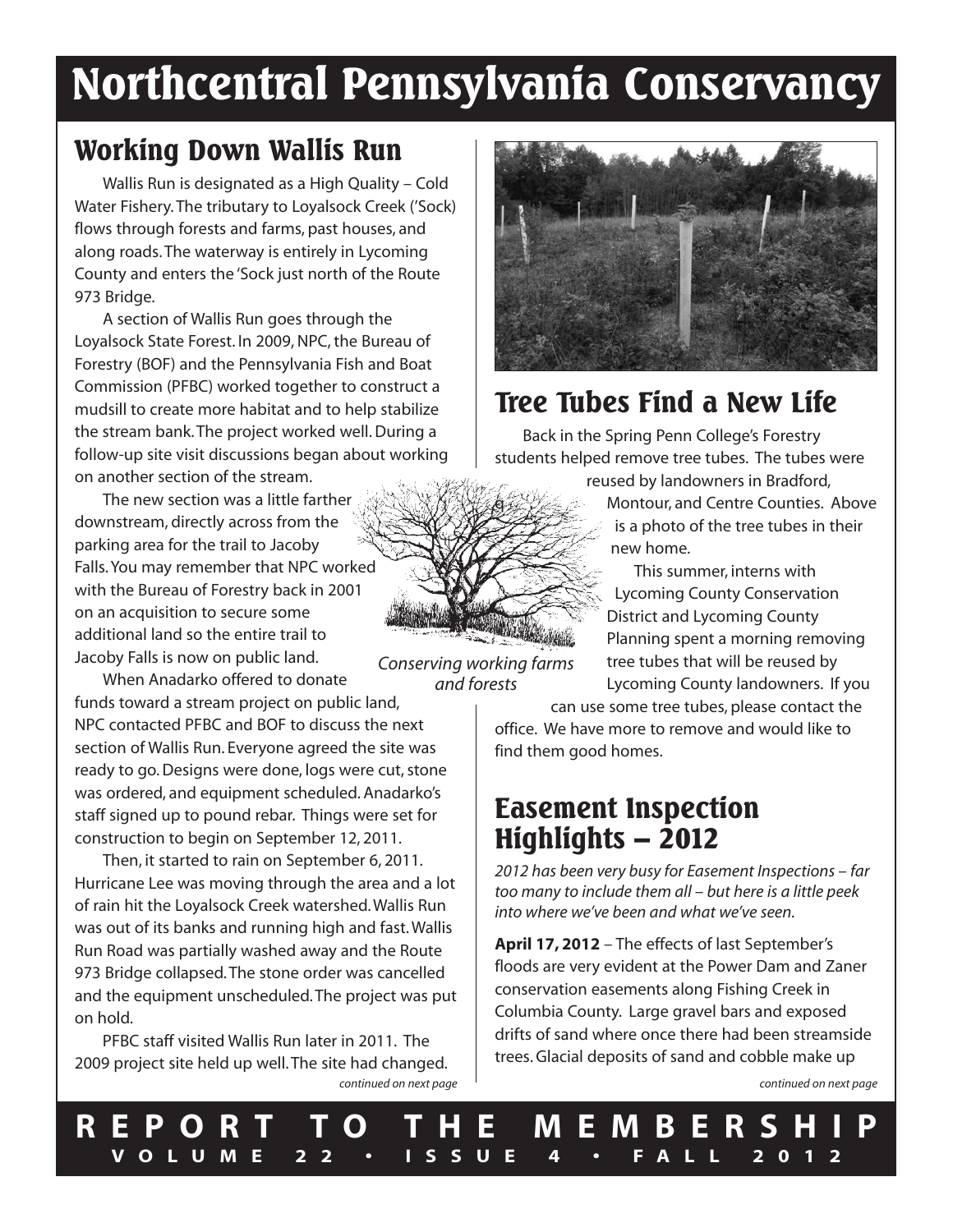# Northcentral Pennsylvania Conservancy

## Working Down Wallis Run

Wallis Run is designated as a High Quality – Cold Water Fishery. The tributary to Loyalsock Creek ('Sock) flows through forests and farms, past houses, and along roads. The waterway is entirely in Lycoming County and enters the 'Sock just north of the Route 973 Bridge.

A section of Wallis Run goes through the Loyalsock State Forest. In 2009, NPC, the Bureau of Forestry (BOF) and the Pennsylvania Fish and Boat Commission (PFBC) worked together to construct a mudsill to create more habitat and to help stabilize the stream bank. The project worked well. During a follow-up site visit discussions began about working on another section of the stream.

The new section was a little farther downstream, directly across from the parking area for the trail to Jacoby Falls. You may remember that NPC worked with the Bureau of Forestry back in 2001 on an acquisition to secure some additional land so the entire trail to Jacoby Falls is now on public land.

When Anadarko offered to donate funds toward a stream project on public land, NPC contacted PFBC and BOF to discuss the next section of Wallis Run. Everyone agreed the site was ready to go. Designs were done, logs were cut, stone was ordered, and equipment scheduled. Anadarko's staff signed up to pound rebar. Things were set for construction to begin on September 12, 2011.

Then, it started to rain on September 6, 2011. Hurricane Lee was moving through the area and a lot of rain hit the Loyalsock Creek watershed. Wallis Run was out of its banks and running high and fast. Wallis Run Road was partially washed away and the Route 973 Bridge collapsed. The stone order was cancelled and the equipment unscheduled. The project was put on hold.

PFBC staff visited Wallis Run later in 2011. The 2009 project site held up well. The site had changed.

*continued on next page*

*Conserving working farms and forests*

## Tree Tubes Find a New Life

Back in the Spring Penn College's Forestry students helped remove tree tubes. The tubes were reused by landowners in Bradford, Montour, and Centre Counties. Above is a photo of the tree tubes in their new home.

This summer, interns with Lycoming County Conservation District and Lycoming County Planning spent a morning removing tree tubes that will be reused by Lycoming County landowners. If you can use some tree tubes, please contact the office. We have more to remove and would like to find them good homes.

## Easement Inspection Highlights – 2012

*2012 has been very busy for Easement Inspections – far too many to include them all – but here is a little peek into where we've been and what we've seen.*

**April 17, 2012** – The effects of last September's floods are very evident at the Power Dam and Zaner conservation easements along Fishing Creek in Columbia County. Large gravel bars and exposed drifts of sand where once there had been streamside trees. Glacial deposits of sand and cobble make up

*continued on next page*

**REPORT TO THE MEMBERSHIP**
**VOLUME 22 • ISSUE 4 • FALL 2012**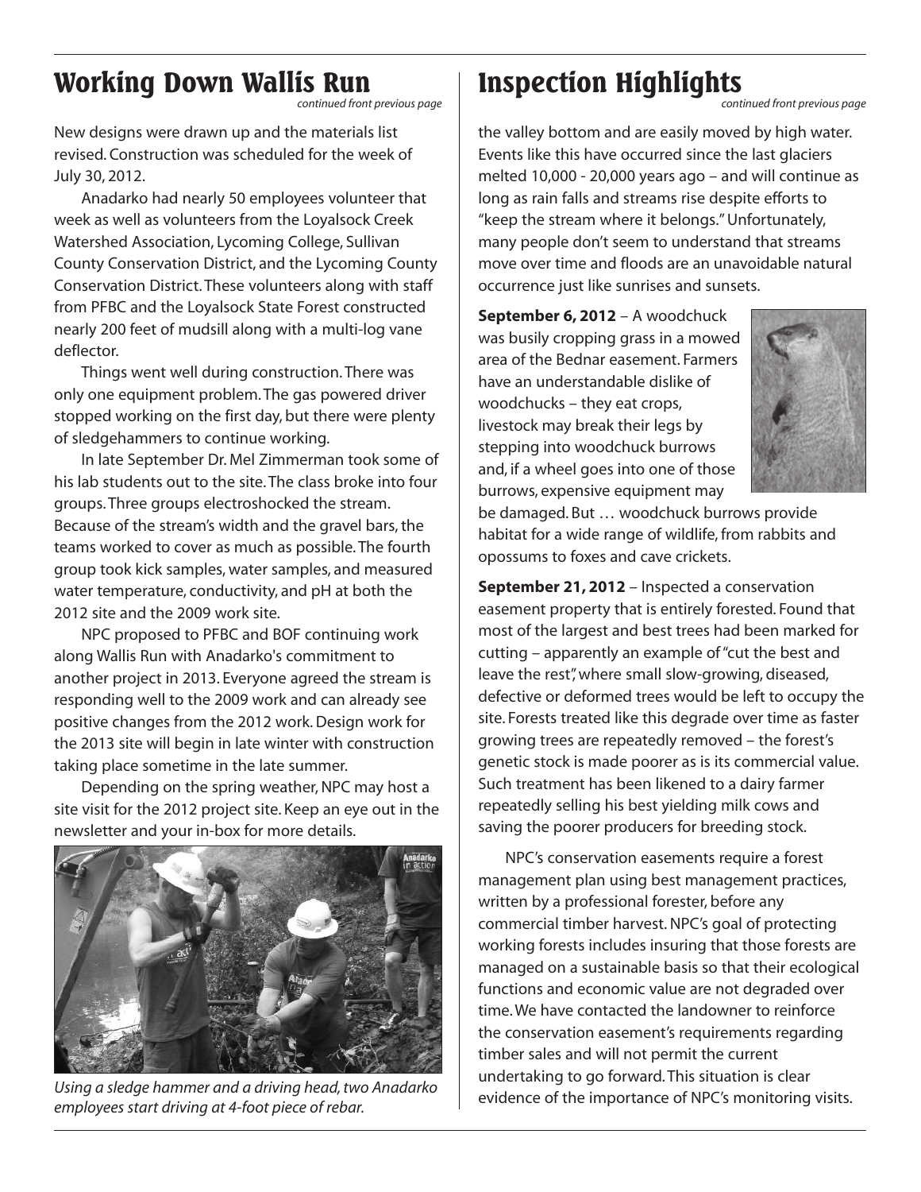## Working Down Wallis Run

*continued front previous page*

New designs were drawn up and the materials list revised. Construction was scheduled for the week of July 30, 2012.

Anadarko had nearly 50 employees volunteer that week as well as volunteers from the Loyalsock Creek Watershed Association, Lycoming College, Sullivan County Conservation District, and the Lycoming County Conservation District. These volunteers along with staff from PFBC and the Loyalsock State Forest constructed nearly 200 feet of mudsill along with a multi-log vane deflector.

Things went well during construction. There was only one equipment problem. The gas powered driver stopped working on the first day, but there were plenty of sledgehammers to continue working.

In late September Dr. Mel Zimmerman took some of his lab students out to the site. The class broke into four groups. Three groups electroshocked the stream. Because of the stream's width and the gravel bars, the teams worked to cover as much as possible. The fourth group took kick samples, water samples, and measured water temperature, conductivity, and pH at both the 2012 site and the 2009 work site.

NPC proposed to PFBC and BOF continuing work along Wallis Run with Anadarko's commitment to another project in 2013. Everyone agreed the stream is responding well to the 2009 work and can already see positive changes from the 2012 work. Design work for the 2013 site will begin in late winter with construction taking place sometime in the late summer.

Depending on the spring weather, NPC may host a site visit for the 2012 project site. Keep an eye out in the newsletter and your in-box for more details.

*Using a sledge hammer and a driving head, two Anadarko employees start driving at 4-foot piece of rebar.*

## Inspection Highlights

*continued front previous page*

the valley bottom and are easily moved by high water. Events like this have occurred since the last glaciers melted 10,000 - 20,000 years ago – and will continue as long as rain falls and streams rise despite efforts to "keep the stream where it belongs." Unfortunately, many people don't seem to understand that streams move over time and floods are an unavoidable natural occurrence just like sunrises and sunsets.

**September 6, 2012** – A woodchuck was busily cropping grass in a mowed area of the Bednar easement. Farmers have an understandable dislike of woodchucks – they eat crops, livestock may break their legs by stepping into woodchuck burrows and, if a wheel goes into one of those burrows, expensive equipment may be damaged. But … woodchuck burrows provide habitat for a wide range of wildlife, from rabbits and opossums to foxes and cave crickets.

**September 21, 2012** – Inspected a conservation easement property that is entirely forested. Found that most of the largest and best trees had been marked for cutting – apparently an example of "cut the best and leave the rest", where small slow-growing, diseased, defective or deformed trees would be left to occupy the site. Forests treated like this degrade over time as faster growing trees are repeatedly removed – the forest's genetic stock is made poorer as is its commercial value. Such treatment has been likened to a dairy farmer repeatedly selling his best yielding milk cows and saving the poorer producers for breeding stock.

NPC's conservation easements require a forest management plan using best management practices, written by a professional forester, before any commercial timber harvest. NPC's goal of protecting working forests includes insuring that those forests are managed on a sustainable basis so that their ecological functions and economic value are not degraded over time. We have contacted the landowner to reinforce the conservation easement's requirements regarding timber sales and will not permit the current undertaking to go forward. This situation is clear evidence of the importance of NPC's monitoring visits.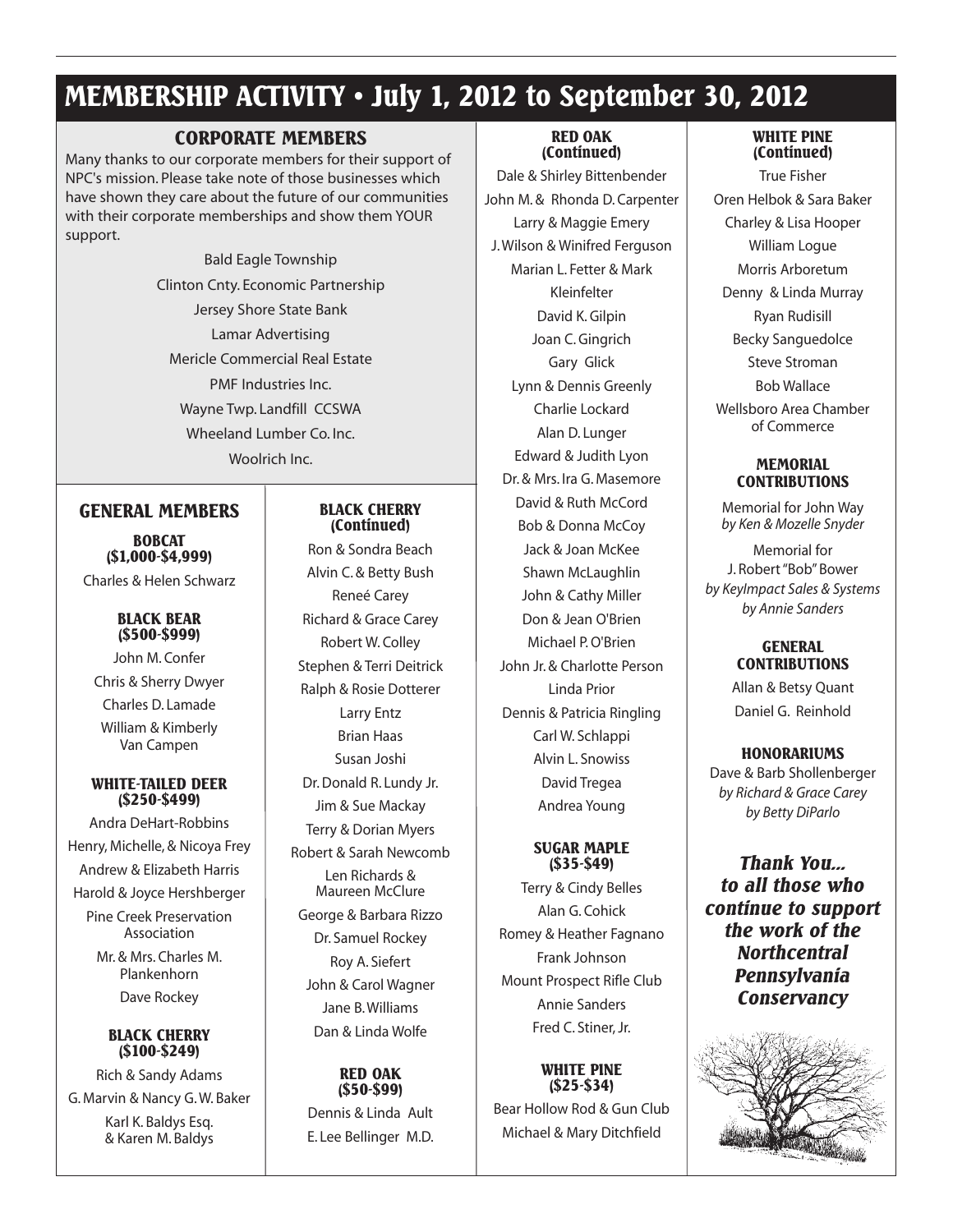# MEMBERSHIP ACTIVITY • July 1, 2012 to September 30, 2012

## CORPORATE MEMBERS

Many thanks to our corporate members for their support of NPC's mission. Please take note of those businesses which have shown they care about the future of our communities with their corporate memberships and show them YOUR support.

Bald Eagle Township
Clinton Cnty. Economic Partnership
Jersey Shore State Bank
Lamar Advertising
Mericle Commercial Real Estate
PMF Industries Inc.
Wayne Twp. Landfill CCSWA
Wheeland Lumber Co. Inc.
Woolrich Inc.

## GENERAL MEMBERS

### BOBCAT ($1,000-$4,999)

Charles & Helen Schwarz

### BLACK BEAR ($500-$999)

John M. Confer
Chris & Sherry Dwyer
Charles D. Lamade
William & Kimberly Van Campen

### WHITE-TAILED DEER ($250-$499)

Andra DeHart-Robbins
Henry, Michelle, & Nicoya Frey
Andrew & Elizabeth Harris
Harold & Joyce Hershberger
Pine Creek Preservation Association
Mr. & Mrs. Charles M. Plankenhorn
Dave Rockey

### BLACK CHERRY ($100-$249)

Rich & Sandy Adams
G. Marvin & Nancy G. W. Baker
Karl K. Baldys Esq. & Karen M. Baldys
Ron & Sondra Beach
Alvin C. & Betty Bush
Reneé Carey
Richard & Grace Carey
Robert W. Colley
Stephen & Terri Deitrick
Ralph & Rosie Dotterer
Larry Entz
Brian Haas
Susan Joshi
Dr. Donald R. Lundy Jr.
Jim & Sue Mackay
Terry & Dorian Myers
Robert & Sarah Newcomb
Len Richards & Maureen McClure
George & Barbara Rizzo
Dr. Samuel Rockey
Roy A. Siefert
John & Carol Wagner
Jane B. Williams
Dan & Linda Wolfe

### RED OAK ($50-$99)

Dennis & Linda Ault
E. Lee Bellinger M.D.
Dale & Shirley Bittenbender
John M. & Rhonda D. Carpenter
Larry & Maggie Emery
J. Wilson & Winifred Ferguson
Marian L. Fetter & Mark Kleinfelter
David K. Gilpin
Joan C. Gingrich
Gary Glick
Lynn & Dennis Greenly
Charlie Lockard
Alan D. Lunger
Edward & Judith Lyon
Dr. & Mrs. Ira G. Masemore
David & Ruth McCord
Bob & Donna McCoy
Jack & Joan McKee
Shawn McLaughlin
John & Cathy Miller
Don & Jean O'Brien
Michael P. O'Brien
John Jr. & Charlotte Person
Linda Prior
Dennis & Patricia Ringling
Carl W. Schlappi
Alvin L. Snowiss
David Tregea
Andrea Young

### SUGAR MAPLE ($35-$49)

Terry & Cindy Belles
Alan G. Cohick
Romey & Heather Fagnano
Frank Johnson
Mount Prospect Rifle Club
Annie Sanders
Fred C. Stiner, Jr.

### WHITE PINE ($25-$34)

Bear Hollow Rod & Gun Club
Michael & Mary Ditchfield
True Fisher
Oren Helbok & Sara Baker
Charley & Lisa Hooper
William Logue
Morris Arboretum
Denny & Linda Murray
Ryan Rudisill
Becky Sanguedolce
Steve Stroman
Bob Wallace
Wellsboro Area Chamber of Commerce

### MEMORIAL CONTRIBUTIONS

Memorial for John Way
*by Ken & Mozelle Snyder*

Memorial for J. Robert "Bob" Bower
*by KeyImpact Sales & Systems*
*by Annie Sanders*

### GENERAL CONTRIBUTIONS

Allan & Betsy Quant
Daniel G. Reinhold

### HONORARIUMS

Dave & Barb Shollenberger
*by Richard & Grace Carey*
*by Betty DiParlo*

***Thank You... to all those who continue to support the work of the Northcentral Pennsylvania Conservancy***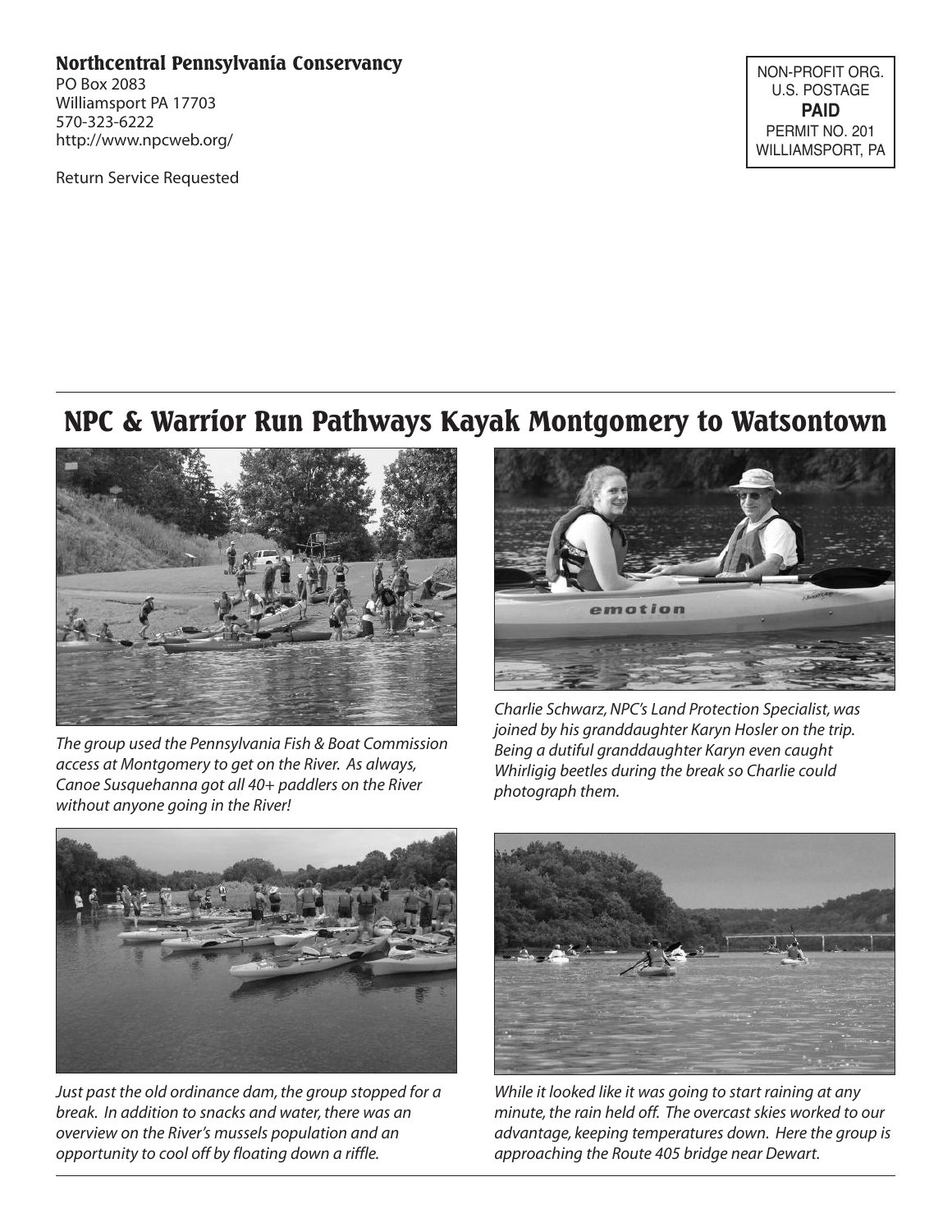**Northcentral Pennsylvania Conservancy**
PO Box 2083
Williamsport PA 17703
570-323-6222
http://www.npcweb.org/

Return Service Requested

NON-PROFIT ORG.
U.S. POSTAGE
**PAID**
PERMIT NO. 201
WILLIAMSPORT, PA

# NPC & Warrior Run Pathways Kayak Montgomery to Watsontown

*The group used the Pennsylvania Fish & Boat Commission access at Montgomery to get on the River. As always, Canoe Susquehanna got all 40+ paddlers on the River without anyone going in the River!*

*Charlie Schwarz, NPC's Land Protection Specialist, was joined by his granddaughter Karyn Hosler on the trip. Being a dutiful granddaughter Karyn even caught Whirligig beetles during the break so Charlie could photograph them.*

*Just past the old ordinance dam, the group stopped for a break. In addition to snacks and water, there was an overview on the River's mussels population and an opportunity to cool off by floating down a riffle.*

*While it looked like it was going to start raining at any minute, the rain held off. The overcast skies worked to our advantage, keeping temperatures down. Here the group is approaching the Route 405 bridge near Dewart.*